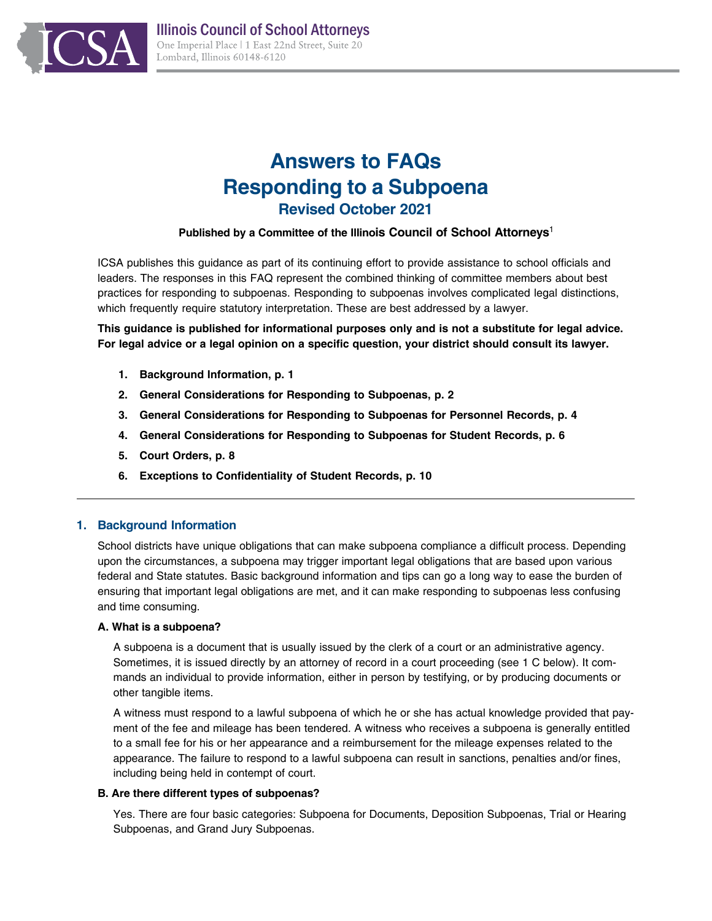Illinois Council of School Attorneys
One Imperial Place | 1 East 22nd Street, Suite 20
Lombard, Illinois 60148-6120

# Answers to FAQs
# Responding to a Subpoena
## Revised October 2021

**Published by a Committee of the Illinois Council of School Attorneys**[1]

ICSA publishes this guidance as part of its continuing effort to provide assistance to school officials and leaders. The responses in this FAQ represent the combined thinking of committee members about best practices for responding to subpoenas. Responding to subpoenas involves complicated legal distinctions, which frequently require statutory interpretation. These are best addressed by a lawyer.

**This guidance is published for informational purposes only and is not a substitute for legal advice. For legal advice or a legal opinion on a specific question, your district should consult its lawyer.**

1. **Background Information, p. 1**
2. **General Considerations for Responding to Subpoenas, p. 2**
3. **General Considerations for Responding to Subpoenas for Personnel Records, p. 4**
4. **General Considerations for Responding to Subpoenas for Student Records, p. 6**
5. **Court Orders, p. 8**
6. **Exceptions to Confidentiality of Student Records, p. 10**

---

## 1. Background Information

School districts have unique obligations that can make subpoena compliance a difficult process. Depending upon the circumstances, a subpoena may trigger important legal obligations that are based upon various federal and State statutes. Basic background information and tips can go a long way to ease the burden of ensuring that important legal obligations are met, and it can make responding to subpoenas less confusing and time consuming.

### A. What is a subpoena?

A subpoena is a document that is usually issued by the clerk of a court or an administrative agency. Sometimes, it is issued directly by an attorney of record in a court proceeding (see 1 C below). It commands an individual to provide information, either in person by testifying, or by producing documents or other tangible items.

A witness must respond to a lawful subpoena of which he or she has actual knowledge provided that payment of the fee and mileage has been tendered. A witness who receives a subpoena is generally entitled to a small fee for his or her appearance and a reimbursement for the mileage expenses related to the appearance. The failure to respond to a lawful subpoena can result in sanctions, penalties and/or fines, including being held in contempt of court.

### B. Are there different types of subpoenas?

Yes. There are four basic categories: Subpoena for Documents, Deposition Subpoenas, Trial or Hearing Subpoenas, and Grand Jury Subpoenas.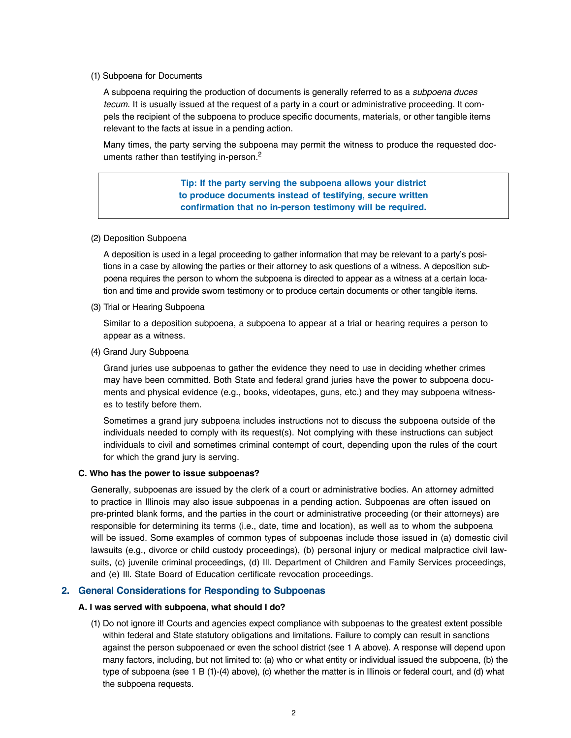(1) Subpoena for Documents

A subpoena requiring the production of documents is generally referred to as a *subpoena duces tecum*. It is usually issued at the request of a party in a court or administrative proceeding. It compels the recipient of the subpoena to produce specific documents, materials, or other tangible items relevant to the facts at issue in a pending action.

Many times, the party serving the subpoena may permit the witness to produce the requested documents rather than testifying in-person.[2]

> **Tip: If the party serving the subpoena allows your district to produce documents instead of testifying, secure written confirmation that no in-person testimony will be required.**

(2) Deposition Subpoena

A deposition is used in a legal proceeding to gather information that may be relevant to a party's positions in a case by allowing the parties or their attorney to ask questions of a witness. A deposition subpoena requires the person to whom the subpoena is directed to appear as a witness at a certain location and time and provide sworn testimony or to produce certain documents or other tangible items.

(3) Trial or Hearing Subpoena

Similar to a deposition subpoena, a subpoena to appear at a trial or hearing requires a person to appear as a witness.

(4) Grand Jury Subpoena

Grand juries use subpoenas to gather the evidence they need to use in deciding whether crimes may have been committed. Both State and federal grand juries have the power to subpoena documents and physical evidence (e.g., books, videotapes, guns, etc.) and they may subpoena witnesses to testify before them.

Sometimes a grand jury subpoena includes instructions not to discuss the subpoena outside of the individuals needed to comply with its request(s). Not complying with these instructions can subject individuals to civil and sometimes criminal contempt of court, depending upon the rules of the court for which the grand jury is serving.

### C. Who has the power to issue subpoenas?

Generally, subpoenas are issued by the clerk of a court or administrative bodies. An attorney admitted to practice in Illinois may also issue subpoenas in a pending action. Subpoenas are often issued on pre-printed blank forms, and the parties in the court or administrative proceeding (or their attorneys) are responsible for determining its terms (i.e., date, time and location), as well as to whom the subpoena will be issued. Some examples of common types of subpoenas include those issued in (a) domestic civil lawsuits (e.g., divorce or child custody proceedings), (b) personal injury or medical malpractice civil lawsuits, (c) juvenile criminal proceedings, (d) Ill. Department of Children and Family Services proceedings, and (e) Ill. State Board of Education certificate revocation proceedings.

## 2. General Considerations for Responding to Subpoenas

### A. I was served with subpoena, what should I do?

(1) Do not ignore it! Courts and agencies expect compliance with subpoenas to the greatest extent possible within federal and State statutory obligations and limitations. Failure to comply can result in sanctions against the person subpoenaed or even the school district (see 1 A above). A response will depend upon many factors, including, but not limited to: (a) who or what entity or individual issued the subpoena, (b) the type of subpoena (see 1 B (1)-(4) above), (c) whether the matter is in Illinois or federal court, and (d) what the subpoena requests.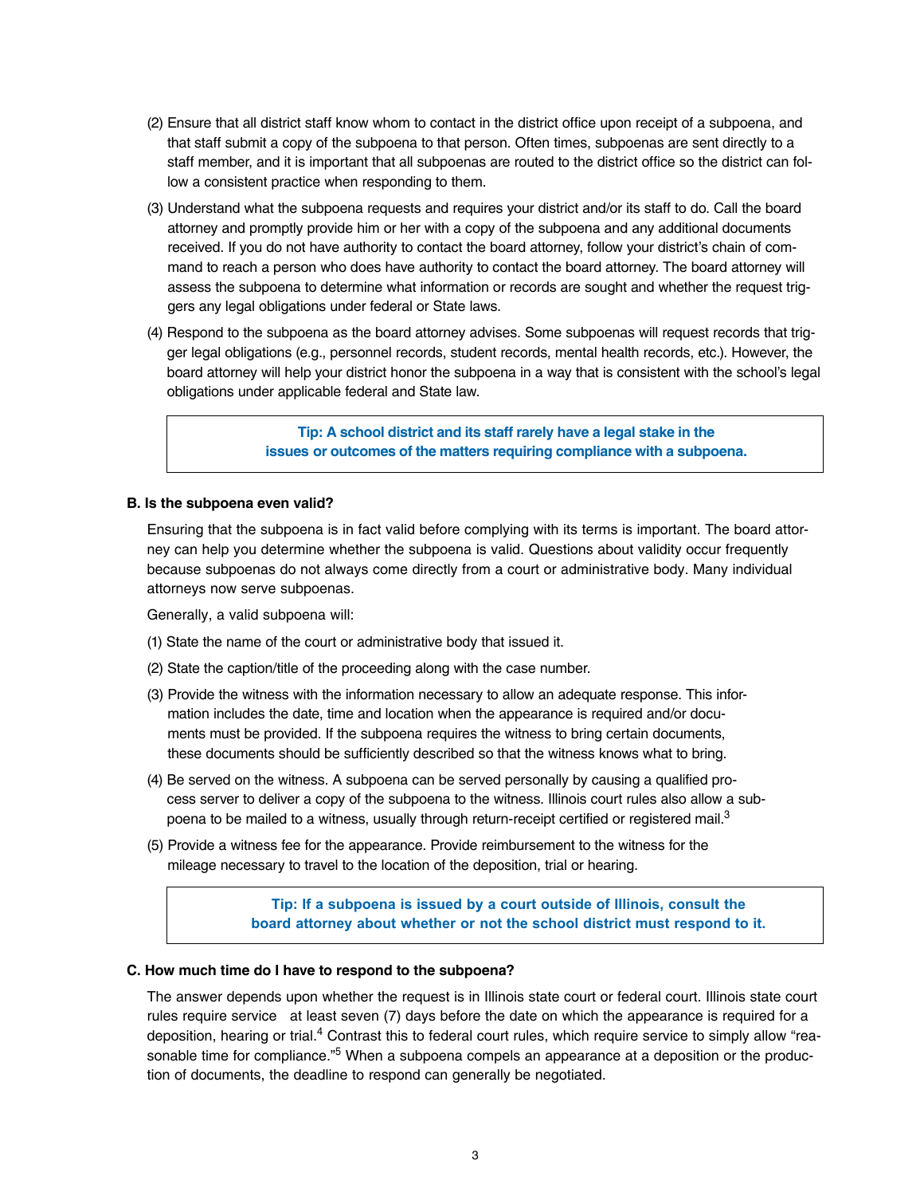(2) Ensure that all district staff know whom to contact in the district office upon receipt of a subpoena, and that staff submit a copy of the subpoena to that person. Often times, subpoenas are sent directly to a staff member, and it is important that all subpoenas are routed to the district office so the district can follow a consistent practice when responding to them.

(3) Understand what the subpoena requests and requires your district and/or its staff to do. Call the board attorney and promptly provide him or her with a copy of the subpoena and any additional documents received. If you do not have authority to contact the board attorney, follow your district's chain of command to reach a person who does have authority to contact the board attorney. The board attorney will assess the subpoena to determine what information or records are sought and whether the request triggers any legal obligations under federal or State laws.

(4) Respond to the subpoena as the board attorney advises. Some subpoenas will request records that trigger legal obligations (e.g., personnel records, student records, mental health records, etc.). However, the board attorney will help your district honor the subpoena in a way that is consistent with the school's legal obligations under applicable federal and State law.

> **Tip: A school district and its staff rarely have a legal stake in the issues or outcomes of the matters requiring compliance with a subpoena.**

**B. Is the subpoena even valid?**

Ensuring that the subpoena is in fact valid before complying with its terms is important. The board attorney can help you determine whether the subpoena is valid. Questions about validity occur frequently because subpoenas do not always come directly from a court or administrative body. Many individual attorneys now serve subpoenas.

Generally, a valid subpoena will:

(1) State the name of the court or administrative body that issued it.

(2) State the caption/title of the proceeding along with the case number.

(3) Provide the witness with the information necessary to allow an adequate response. This information includes the date, time and location when the appearance is required and/or documents must be provided. If the subpoena requires the witness to bring certain documents, these documents should be sufficiently described so that the witness knows what to bring.

(4) Be served on the witness. A subpoena can be served personally by causing a qualified process server to deliver a copy of the subpoena to the witness. Illinois court rules also allow a subpoena to be mailed to a witness, usually through return-receipt certified or registered mail.[3]

(5) Provide a witness fee for the appearance. Provide reimbursement to the witness for the mileage necessary to travel to the location of the deposition, trial or hearing.

> **Tip: If a subpoena is issued by a court outside of Illinois, consult the board attorney about whether or not the school district must respond to it.**

**C. How much time do I have to respond to the subpoena?**

The answer depends upon whether the request is in Illinois state court or federal court. Illinois state court rules require service at least seven (7) days before the date on which the appearance is required for a deposition, hearing or trial.[4] Contrast this to federal court rules, which require service to simply allow "reasonable time for compliance."[5] When a subpoena compels an appearance at a deposition or the production of documents, the deadline to respond can generally be negotiated.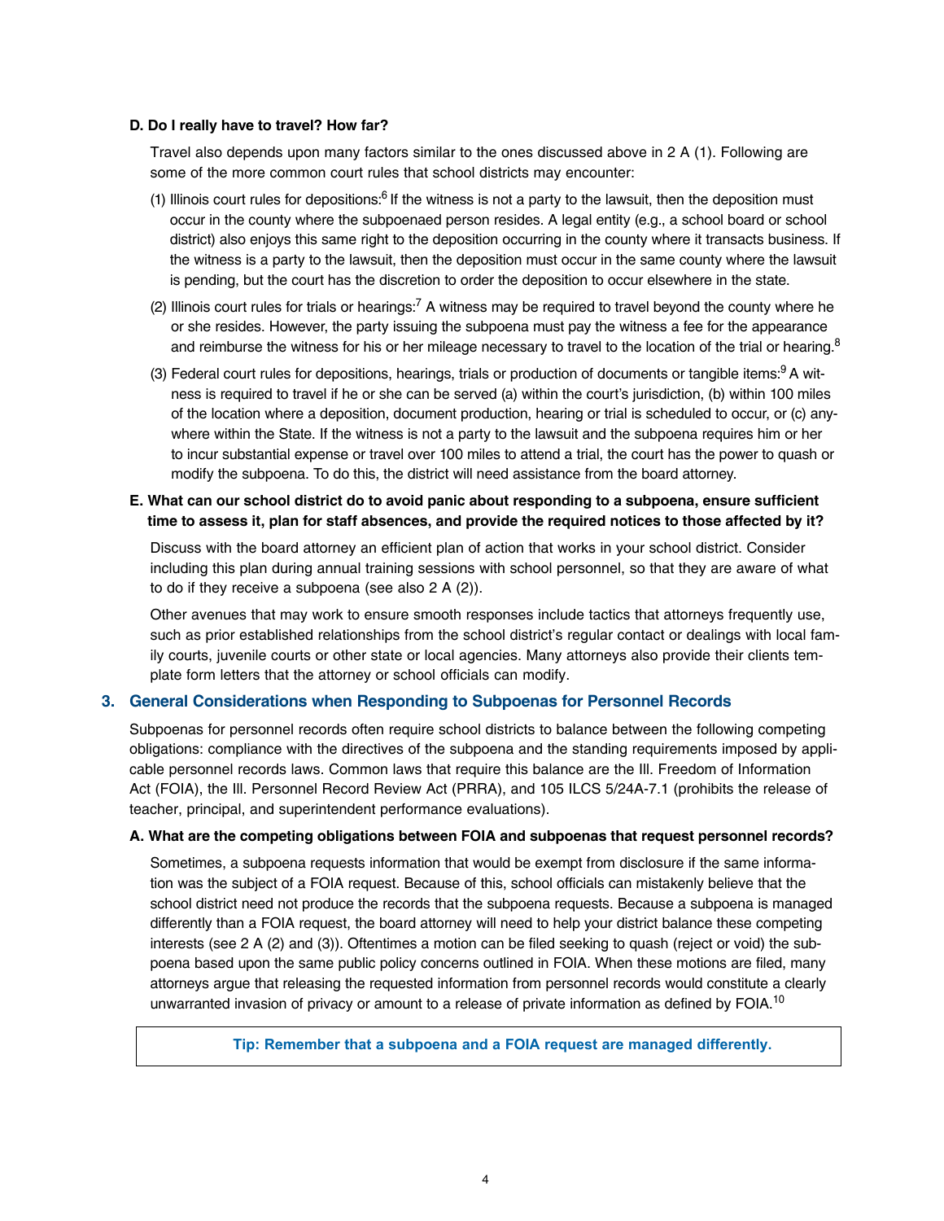#### D. Do I really have to travel? How far?

Travel also depends upon many factors similar to the ones discussed above in 2 A (1). Following are some of the more common court rules that school districts may encounter:

(1) Illinois court rules for depositions:[6] If the witness is not a party to the lawsuit, then the deposition must occur in the county where the subpoenaed person resides. A legal entity (e.g., a school board or school district) also enjoys this same right to the deposition occurring in the county where it transacts business. If the witness is a party to the lawsuit, then the deposition must occur in the same county where the lawsuit is pending, but the court has the discretion to order the deposition to occur elsewhere in the state.

(2) Illinois court rules for trials or hearings:[7] A witness may be required to travel beyond the county where he or she resides. However, the party issuing the subpoena must pay the witness a fee for the appearance and reimburse the witness for his or her mileage necessary to travel to the location of the trial or hearing.[8]

(3) Federal court rules for depositions, hearings, trials or production of documents or tangible items:[9] A witness is required to travel if he or she can be served (a) within the court's jurisdiction, (b) within 100 miles of the location where a deposition, document production, hearing or trial is scheduled to occur, or (c) anywhere within the State. If the witness is not a party to the lawsuit and the subpoena requires him or her to incur substantial expense or travel over 100 miles to attend a trial, the court has the power to quash or modify the subpoena. To do this, the district will need assistance from the board attorney.

#### E. What can our school district do to avoid panic about responding to a subpoena, ensure sufficient time to assess it, plan for staff absences, and provide the required notices to those affected by it?

Discuss with the board attorney an efficient plan of action that works in your school district. Consider including this plan during annual training sessions with school personnel, so that they are aware of what to do if they receive a subpoena (see also 2 A (2)).

Other avenues that may work to ensure smooth responses include tactics that attorneys frequently use, such as prior established relationships from the school district's regular contact or dealings with local family courts, juvenile courts or other state or local agencies. Many attorneys also provide their clients template form letters that the attorney or school officials can modify.

### 3. General Considerations when Responding to Subpoenas for Personnel Records

Subpoenas for personnel records often require school districts to balance between the following competing obligations: compliance with the directives of the subpoena and the standing requirements imposed by applicable personnel records laws. Common laws that require this balance are the Ill. Freedom of Information Act (FOIA), the Ill. Personnel Record Review Act (PRRA), and 105 ILCS 5/24A-7.1 (prohibits the release of teacher, principal, and superintendent performance evaluations).

#### A. What are the competing obligations between FOIA and subpoenas that request personnel records?

Sometimes, a subpoena requests information that would be exempt from disclosure if the same information was the subject of a FOIA request. Because of this, school officials can mistakenly believe that the school district need not produce the records that the subpoena requests. Because a subpoena is managed differently than a FOIA request, the board attorney will need to help your district balance these competing interests (see 2 A (2) and (3)). Oftentimes a motion can be filed seeking to quash (reject or void) the subpoena based upon the same public policy concerns outlined in FOIA. When these motions are filed, many attorneys argue that releasing the requested information from personnel records would constitute a clearly unwarranted invasion of privacy or amount to a release of private information as defined by FOIA.[10]

**Tip: Remember that a subpoena and a FOIA request are managed differently.**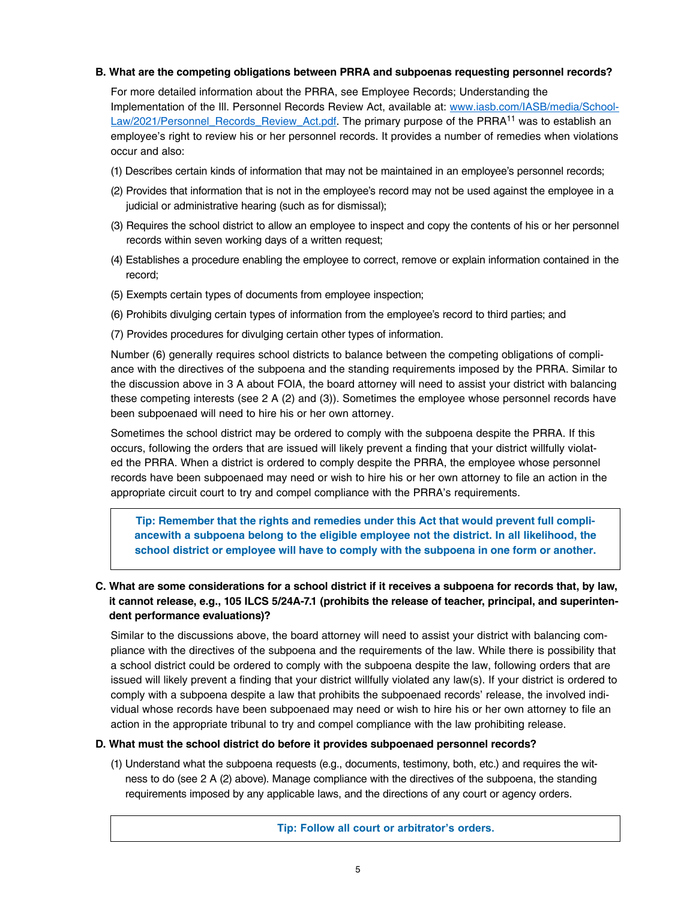**B. What are the competing obligations between PRRA and subpoenas requesting personnel records?**

For more detailed information about the PRRA, see Employee Records; Understanding the Implementation of the Ill. Personnel Records Review Act, available at: [www.iasb.com/IASB/media/School-Law/2021/Personnel_Records_Review_Act.pdf](http://www.iasb.com/IASB/media/School-Law/2021/Personnel_Records_Review_Act.pdf). The primary purpose of the PRRA[11] was to establish an employee's right to review his or her personnel records. It provides a number of remedies when violations occur and also:

(1) Describes certain kinds of information that may not be maintained in an employee's personnel records;

(2) Provides that information that is not in the employee's record may not be used against the employee in a judicial or administrative hearing (such as for dismissal);

(3) Requires the school district to allow an employee to inspect and copy the contents of his or her personnel records within seven working days of a written request;

(4) Establishes a procedure enabling the employee to correct, remove or explain information contained in the record;

(5) Exempts certain types of documents from employee inspection;

(6) Prohibits divulging certain types of information from the employee's record to third parties; and

(7) Provides procedures for divulging certain other types of information.

Number (6) generally requires school districts to balance between the competing obligations of compliance with the directives of the subpoena and the standing requirements imposed by the PRRA. Similar to the discussion above in 3 A about FOIA, the board attorney will need to assist your district with balancing these competing interests (see 2 A (2) and (3)). Sometimes the employee whose personnel records have been subpoenaed will need to hire his or her own attorney.

Sometimes the school district may be ordered to comply with the subpoena despite the PRRA. If this occurs, following the orders that are issued will likely prevent a finding that your district willfully violated the PRRA. When a district is ordered to comply despite the PRRA, the employee whose personnel records have been subpoenaed may need or wish to hire his or her own attorney to file an action in the appropriate circuit court to try and compel compliance with the PRRA's requirements.

> **Tip: Remember that the rights and remedies under this Act that would prevent full complianceswith a subpoena belong to the eligible employee not the district. In all likelihood, the school district or employee will have to comply with the subpoena in one form or another.**

**C. What are some considerations for a school district if it receives a subpoena for records that, by law, it cannot release, e.g., 105 ILCS 5/24A-7.1 (prohibits the release of teacher, principal, and superintendent performance evaluations)?**

Similar to the discussions above, the board attorney will need to assist your district with balancing compliance with the directives of the subpoena and the requirements of the law. While there is possibility that a school district could be ordered to comply with the subpoena despite the law, following orders that are issued will likely prevent a finding that your district willfully violated any law(s). If your district is ordered to comply with a subpoena despite a law that prohibits the subpoenaed records' release, the involved individual whose records have been subpoenaed may need or wish to hire his or her own attorney to file an action in the appropriate tribunal to try and compel compliance with the law prohibiting release.

**D. What must the school district do before it provides subpoenaed personnel records?**

(1) Understand what the subpoena requests (e.g., documents, testimony, both, etc.) and requires the witness to do (see 2 A (2) above). Manage compliance with the directives of the subpoena, the standing requirements imposed by any applicable laws, and the directions of any court or agency orders.

> **Tip: Follow all court or arbitrator's orders.**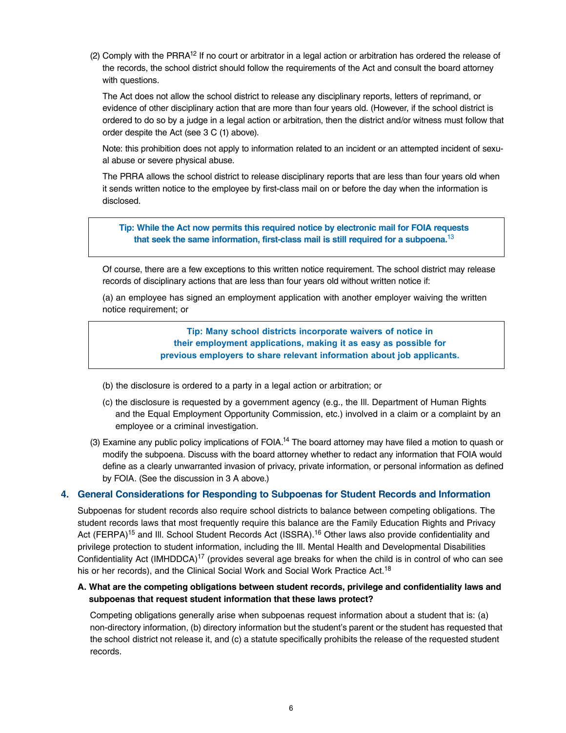(2) Comply with the PRRA[12] If no court or arbitrator in a legal action or arbitration has ordered the release of the records, the school district should follow the requirements of the Act and consult the board attorney with questions.

The Act does not allow the school district to release any disciplinary reports, letters of reprimand, or evidence of other disciplinary action that are more than four years old. (However, if the school district is ordered to do so by a judge in a legal action or arbitration, then the district and/or witness must follow that order despite the Act (see 3 C (1) above).

Note: this prohibition does not apply to information related to an incident or an attempted incident of sexual abuse or severe physical abuse.

The PRRA allows the school district to release disciplinary reports that are less than four years old when it sends written notice to the employee by first-class mail on or before the day when the information is disclosed.

> **Tip: While the Act now permits this required notice by electronic mail for FOIA requests that seek the same information, first-class mail is still required for a subpoena.[13]**

Of course, there are a few exceptions to this written notice requirement. The school district may release records of disciplinary actions that are less than four years old without written notice if:

(a) an employee has signed an employment application with another employer waiving the written notice requirement; or

> **Tip: Many school districts incorporate waivers of notice in their employment applications, making it as easy as possible for previous employers to share relevant information about job applicants.**

(b) the disclosure is ordered to a party in a legal action or arbitration; or

(c) the disclosure is requested by a government agency (e.g., the Ill. Department of Human Rights and the Equal Employment Opportunity Commission, etc.) involved in a claim or a complaint by an employee or a criminal investigation.

(3) Examine any public policy implications of FOIA.[14] The board attorney may have filed a motion to quash or modify the subpoena. Discuss with the board attorney whether to redact any information that FOIA would define as a clearly unwarranted invasion of privacy, private information, or personal information as defined by FOIA. (See the discussion in 3 A above.)

## 4. General Considerations for Responding to Subpoenas for Student Records and Information

Subpoenas for student records also require school districts to balance between competing obligations. The student records laws that most frequently require this balance are the Family Education Rights and Privacy Act (FERPA)[15] and Ill. School Student Records Act (ISSRA).[16] Other laws also provide confidentiality and privilege protection to student information, including the Ill. Mental Health and Developmental Disabilities Confidentiality Act (IMHDDCA)[17] (provides several age breaks for when the child is in control of who can see his or her records), and the Clinical Social Work and Social Work Practice Act.[18]

### A. What are the competing obligations between student records, privilege and confidentiality laws and subpoenas that request student information that these laws protect?

Competing obligations generally arise when subpoenas request information about a student that is: (a) non-directory information, (b) directory information but the student's parent or the student has requested that the school district not release it, and (c) a statute specifically prohibits the release of the requested student records.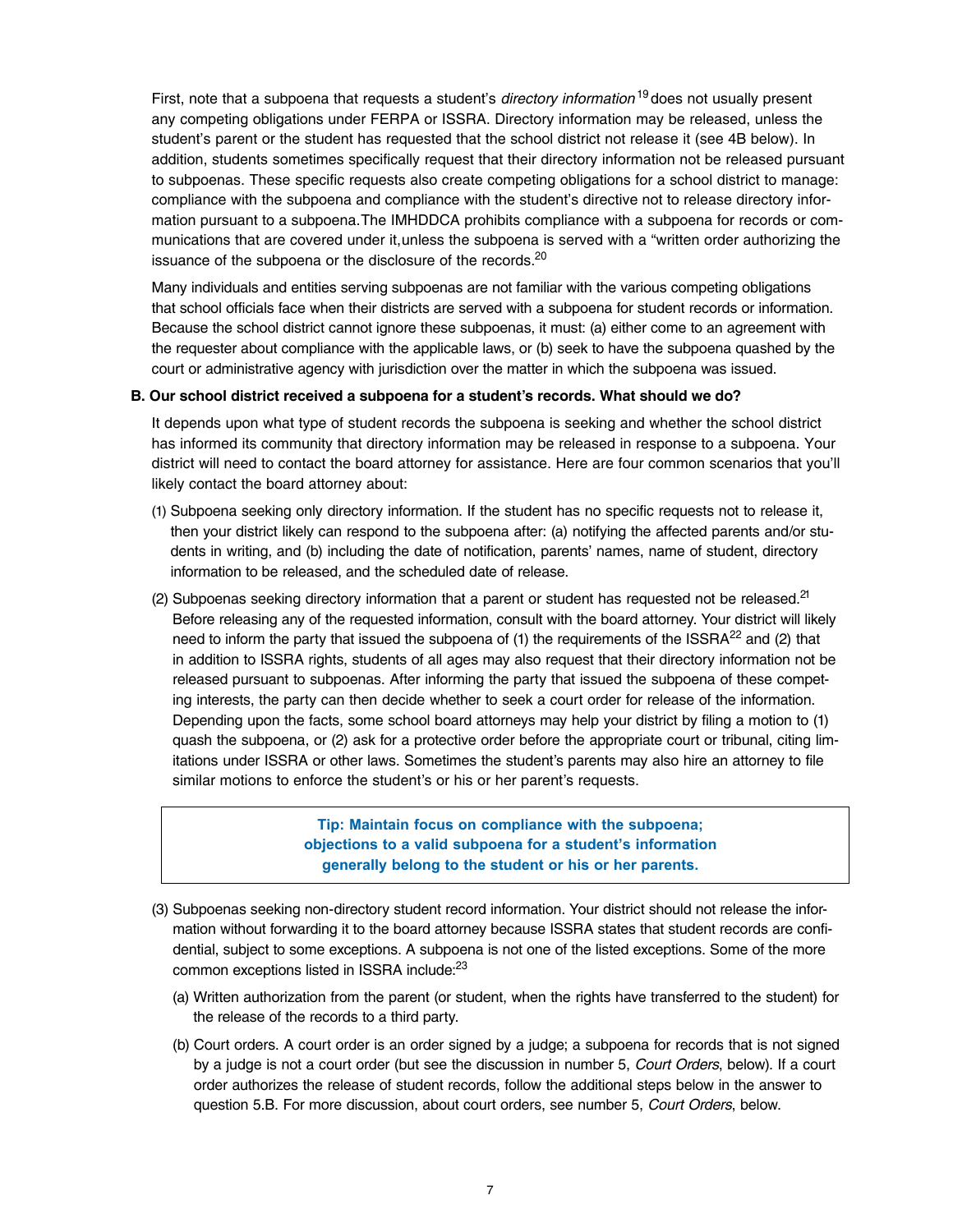First, note that a subpoena that requests a student's *directory information*[19] does not usually present any competing obligations under FERPA or ISSRA. Directory information may be released, unless the student's parent or the student has requested that the school district not release it (see 4B below). In addition, students sometimes specifically request that their directory information not be released pursuant to subpoenas. These specific requests also create competing obligations for a school district to manage: compliance with the subpoena and compliance with the student's directive not to release directory information pursuant to a subpoena.The IMHDDCA prohibits compliance with a subpoena for records or communications that are covered under it,unless the subpoena is served with a "written order authorizing the issuance of the subpoena or the disclosure of the records.[20]

Many individuals and entities serving subpoenas are not familiar with the various competing obligations that school officials face when their districts are served with a subpoena for student records or information. Because the school district cannot ignore these subpoenas, it must: (a) either come to an agreement with the requester about compliance with the applicable laws, or (b) seek to have the subpoena quashed by the court or administrative agency with jurisdiction over the matter in which the subpoena was issued.

**B. Our school district received a subpoena for a student's records. What should we do?**

It depends upon what type of student records the subpoena is seeking and whether the school district has informed its community that directory information may be released in response to a subpoena. Your district will need to contact the board attorney for assistance. Here are four common scenarios that you'll likely contact the board attorney about:

(1) Subpoena seeking only directory information. If the student has no specific requests not to release it, then your district likely can respond to the subpoena after: (a) notifying the affected parents and/or students in writing, and (b) including the date of notification, parents' names, name of student, directory information to be released, and the scheduled date of release.

(2) Subpoenas seeking directory information that a parent or student has requested not be released.[21] Before releasing any of the requested information, consult with the board attorney. Your district will likely need to inform the party that issued the subpoena of (1) the requirements of the ISSRA[22] and (2) that in addition to ISSRA rights, students of all ages may also request that their directory information not be released pursuant to subpoenas. After informing the party that issued the subpoena of these competing interests, the party can then decide whether to seek a court order for release of the information. Depending upon the facts, some school board attorneys may help your district by filing a motion to (1) quash the subpoena, or (2) ask for a protective order before the appropriate court or tribunal, citing limitations under ISSRA or other laws. Sometimes the student's parents may also hire an attorney to file similar motions to enforce the student's or his or her parent's requests.

> **Tip: Maintain focus on compliance with the subpoena; objections to a valid subpoena for a student's information generally belong to the student or his or her parents.**

(3) Subpoenas seeking non-directory student record information. Your district should not release the information without forwarding it to the board attorney because ISSRA states that student records are confidential, subject to some exceptions. A subpoena is not one of the listed exceptions. Some of the more common exceptions listed in ISSRA include:[23]

   (a) Written authorization from the parent (or student, when the rights have transferred to the student) for the release of the records to a third party.

   (b) Court orders. A court order is an order signed by a judge; a subpoena for records that is not signed by a judge is not a court order (but see the discussion in number 5, *Court Orders*, below). If a court order authorizes the release of student records, follow the additional steps below in the answer to question 5.B. For more discussion, about court orders, see number 5, *Court Orders*, below.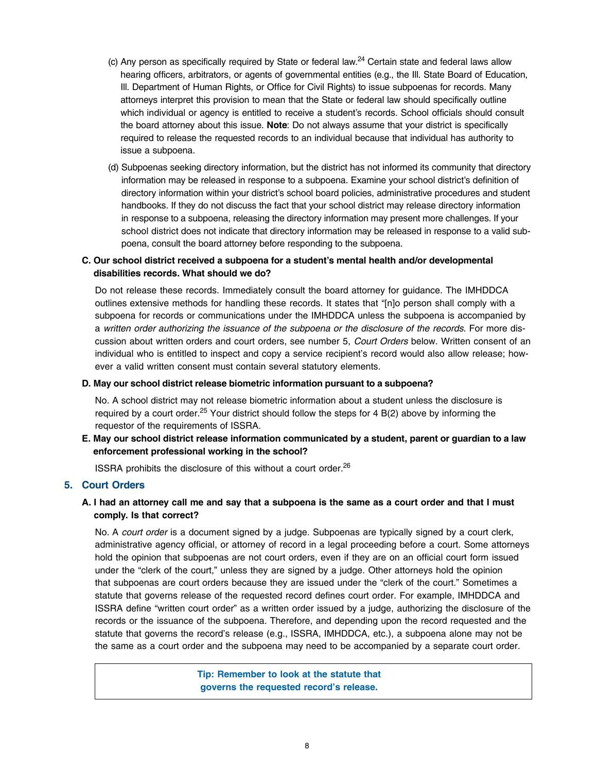(c) Any person as specifically required by State or federal law.[24] Certain state and federal laws allow hearing officers, arbitrators, or agents of governmental entities (e.g., the Ill. State Board of Education, Ill. Department of Human Rights, or Office for Civil Rights) to issue subpoenas for records. Many attorneys interpret this provision to mean that the State or federal law should specifically outline which individual or agency is entitled to receive a student's records. School officials should consult the board attorney about this issue. **Note**: Do not always assume that your district is specifically required to release the requested records to an individual because that individual has authority to issue a subpoena.

(d) Subpoenas seeking directory information, but the district has not informed its community that directory information may be released in response to a subpoena. Examine your school district's definition of directory information within your district's school board policies, administrative procedures and student handbooks. If they do not discuss the fact that your school district may release directory information in response to a subpoena, releasing the directory information may present more challenges. If your school district does not indicate that directory information may be released in response to a valid subpoena, consult the board attorney before responding to the subpoena.

**C. Our school district received a subpoena for a student's mental health and/or developmental disabilities records. What should we do?**

Do not release these records. Immediately consult the board attorney for guidance. The IMHDDCA outlines extensive methods for handling these records. It states that "[n]o person shall comply with a subpoena for records or communications under the IMHDDCA unless the subpoena is accompanied by a *written order authorizing the issuance of the subpoena or the disclosure of the records*. For more discussion about written orders and court orders, see number 5, *Court Orders* below. Written consent of an individual who is entitled to inspect and copy a service recipient's record would also allow release; however a valid written consent must contain several statutory elements.

**D. May our school district release biometric information pursuant to a subpoena?**

No. A school district may not release biometric information about a student unless the disclosure is required by a court order.[25] Your district should follow the steps for 4 B(2) above by informing the requestor of the requirements of ISSRA.

**E. May our school district release information communicated by a student, parent or guardian to a law enforcement professional working in the school?**

ISSRA prohibits the disclosure of this without a court order.[26]

## 5. Court Orders

**A. I had an attorney call me and say that a subpoena is the same as a court order and that I must comply. Is that correct?**

No. A *court order* is a document signed by a judge. Subpoenas are typically signed by a court clerk, administrative agency official, or attorney of record in a legal proceeding before a court. Some attorneys hold the opinion that subpoenas are not court orders, even if they are on an official court form issued under the "clerk of the court," unless they are signed by a judge. Other attorneys hold the opinion that subpoenas are court orders because they are issued under the "clerk of the court." Sometimes a statute that governs release of the requested record defines court order. For example, IMHDDCA and ISSRA define "written court order" as a written order issued by a judge, authorizing the disclosure of the records or the issuance of the subpoena. Therefore, and depending upon the record requested and the statute that governs the record's release (e.g., ISSRA, IMHDDCA, etc.), a subpoena alone may not be the same as a court order and the subpoena may need to be accompanied by a separate court order.

**Tip: Remember to look at the statute that governs the requested record's release.**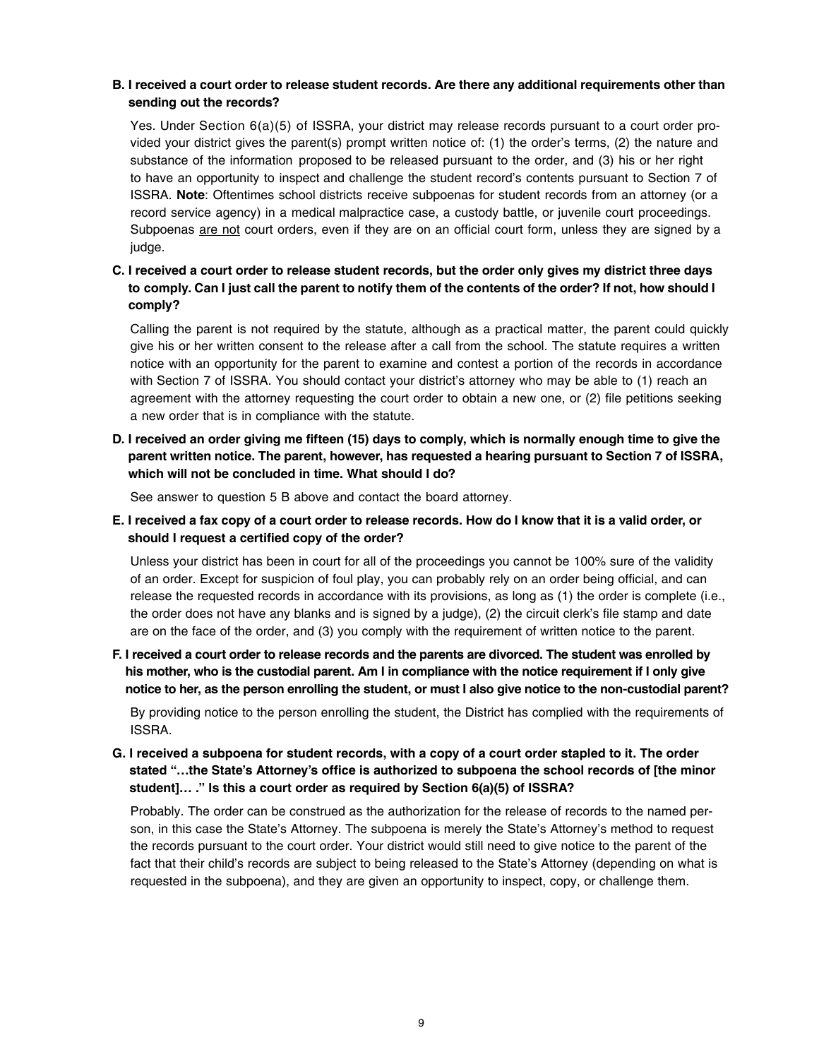**B. I received a court order to release student records. Are there any additional requirements other than sending out the records?**

Yes. Under Section 6(a)(5) of ISSRA, your district may release records pursuant to a court order provided your district gives the parent(s) prompt written notice of: (1) the order's terms, (2) the nature and substance of the information proposed to be released pursuant to the order, and (3) his or her right to have an opportunity to inspect and challenge the student record's contents pursuant to Section 7 of ISSRA. **Note**: Oftentimes school districts receive subpoenas for student records from an attorney (or a record service agency) in a medical malpractice case, a custody battle, or juvenile court proceedings. Subpoenas <u>are not</u> court orders, even if they are on an official court form, unless they are signed by a judge.

**C. I received a court order to release student records, but the order only gives my district three days to comply. Can I just call the parent to notify them of the contents of the order? If not, how should I comply?**

Calling the parent is not required by the statute, although as a practical matter, the parent could quickly give his or her written consent to the release after a call from the school. The statute requires a written notice with an opportunity for the parent to examine and contest a portion of the records in accordance with Section 7 of ISSRA. You should contact your district's attorney who may be able to (1) reach an agreement with the attorney requesting the court order to obtain a new one, or (2) file petitions seeking a new order that is in compliance with the statute.

**D. I received an order giving me fifteen (15) days to comply, which is normally enough time to give the parent written notice. The parent, however, has requested a hearing pursuant to Section 7 of ISSRA, which will not be concluded in time. What should I do?**

See answer to question 5 B above and contact the board attorney.

**E. I received a fax copy of a court order to release records. How do I know that it is a valid order, or should I request a certified copy of the order?**

Unless your district has been in court for all of the proceedings you cannot be 100% sure of the validity of an order. Except for suspicion of foul play, you can probably rely on an order being official, and can release the requested records in accordance with its provisions, as long as (1) the order is complete (i.e., the order does not have any blanks and is signed by a judge), (2) the circuit clerk's file stamp and date are on the face of the order, and (3) you comply with the requirement of written notice to the parent.

**F. I received a court order to release records and the parents are divorced. The student was enrolled by his mother, who is the custodial parent. Am I in compliance with the notice requirement if I only give notice to her, as the person enrolling the student, or must I also give notice to the non-custodial parent?**

By providing notice to the person enrolling the student, the District has complied with the requirements of ISSRA.

**G. I received a subpoena for student records, with a copy of a court order stapled to it. The order stated "…the State's Attorney's office is authorized to subpoena the school records of [the minor student]… ." Is this a court order as required by Section 6(a)(5) of ISSRA?**

Probably. The order can be construed as the authorization for the release of records to the named person, in this case the State's Attorney. The subpoena is merely the State's Attorney's method to request the records pursuant to the court order. Your district would still need to give notice to the parent of the fact that their child's records are subject to being released to the State's Attorney (depending on what is requested in the subpoena), and they are given an opportunity to inspect, copy, or challenge them.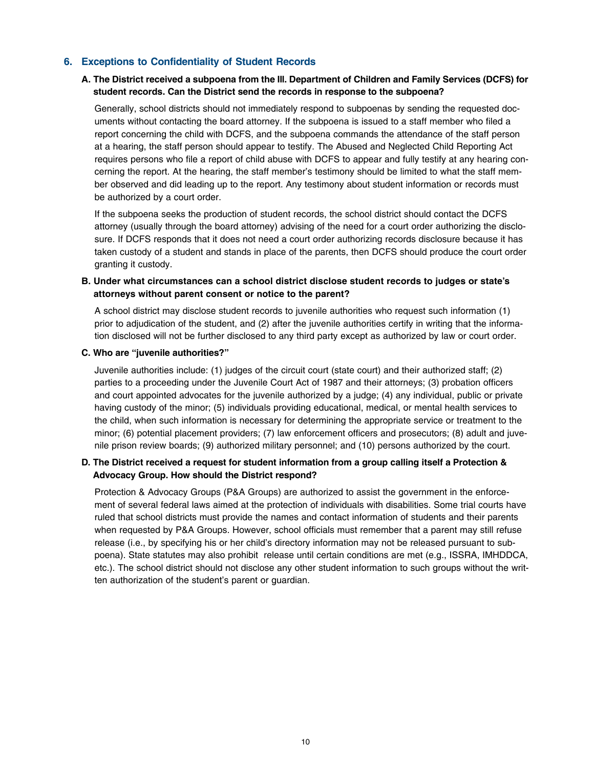## 6. Exceptions to Confidentiality of Student Records

### A. The District received a subpoena from the Ill. Department of Children and Family Services (DCFS) for student records. Can the District send the records in response to the subpoena?

Generally, school districts should not immediately respond to subpoenas by sending the requested documents without contacting the board attorney. If the subpoena is issued to a staff member who filed a report concerning the child with DCFS, and the subpoena commands the attendance of the staff person at a hearing, the staff person should appear to testify. The Abused and Neglected Child Reporting Act requires persons who file a report of child abuse with DCFS to appear and fully testify at any hearing concerning the report. At the hearing, the staff member's testimony should be limited to what the staff member observed and did leading up to the report. Any testimony about student information or records must be authorized by a court order.

If the subpoena seeks the production of student records, the school district should contact the DCFS attorney (usually through the board attorney) advising of the need for a court order authorizing the disclosure. If DCFS responds that it does not need a court order authorizing records disclosure because it has taken custody of a student and stands in place of the parents, then DCFS should produce the court order granting it custody.

### B. Under what circumstances can a school district disclose student records to judges or state's attorneys without parent consent or notice to the parent?

A school district may disclose student records to juvenile authorities who request such information (1) prior to adjudication of the student, and (2) after the juvenile authorities certify in writing that the information disclosed will not be further disclosed to any third party except as authorized by law or court order.

### C. Who are "juvenile authorities?"

Juvenile authorities include: (1) judges of the circuit court (state court) and their authorized staff; (2) parties to a proceeding under the Juvenile Court Act of 1987 and their attorneys; (3) probation officers and court appointed advocates for the juvenile authorized by a judge; (4) any individual, public or private having custody of the minor; (5) individuals providing educational, medical, or mental health services to the child, when such information is necessary for determining the appropriate service or treatment to the minor; (6) potential placement providers; (7) law enforcement officers and prosecutors; (8) adult and juvenile prison review boards; (9) authorized military personnel; and (10) persons authorized by the court.

### D. The District received a request for student information from a group calling itself a Protection & Advocacy Group. How should the District respond?

Protection & Advocacy Groups (P&A Groups) are authorized to assist the government in the enforcement of several federal laws aimed at the protection of individuals with disabilities. Some trial courts have ruled that school districts must provide the names and contact information of students and their parents when requested by P&A Groups. However, school officials must remember that a parent may still refuse release (i.e., by specifying his or her child's directory information may not be released pursuant to subpoena). State statutes may also prohibit release until certain conditions are met (e.g., ISSRA, IMHDDCA, etc.). The school district should not disclose any other student information to such groups without the written authorization of the student's parent or guardian.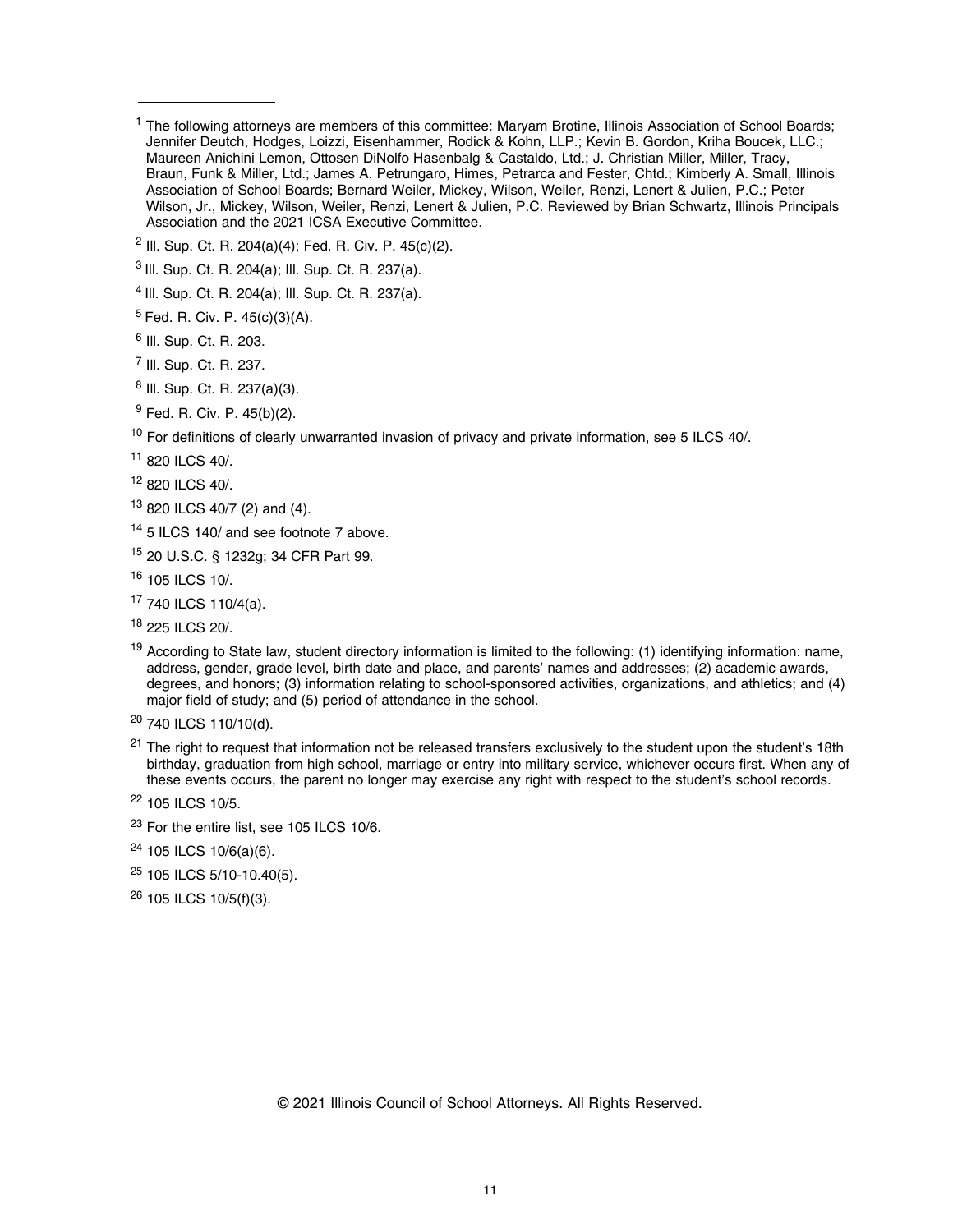---

[1] The following attorneys are members of this committee: Maryam Brotine, Illinois Association of School Boards; Jennifer Deutch, Hodges, Loizzi, Eisenhammer, Rodick & Kohn, LLP.; Kevin B. Gordon, Kriha Boucek, LLC.; Maureen Anichini Lemon, Ottosen DiNolfo Hasenbalg & Castaldo, Ltd.; J. Christian Miller, Miller, Tracy, Braun, Funk & Miller, Ltd.; James A. Petrungaro, Himes, Petrarca and Fester, Chtd.; Kimberly A. Small, Illinois Association of School Boards; Bernard Weiler, Mickey, Wilson, Weiler, Renzi, Lenert & Julien, P.C.; Peter Wilson, Jr., Mickey, Wilson, Weiler, Renzi, Lenert & Julien, P.C. Reviewed by Brian Schwartz, Illinois Principals Association and the 2021 ICSA Executive Committee.

[2] Ill. Sup. Ct. R. 204(a)(4); Fed. R. Civ. P. 45(c)(2).

[3] Ill. Sup. Ct. R. 204(a); Ill. Sup. Ct. R. 237(a).

[4] Ill. Sup. Ct. R. 204(a); Ill. Sup. Ct. R. 237(a).

[5] Fed. R. Civ. P. 45(c)(3)(A).

[6] Ill. Sup. Ct. R. 203.

[7] Ill. Sup. Ct. R. 237.

[8] Ill. Sup. Ct. R. 237(a)(3).

[9] Fed. R. Civ. P. 45(b)(2).

[10] For definitions of clearly unwarranted invasion of privacy and private information, see 5 ILCS 40/.

[11] 820 ILCS 40/.

[12] 820 ILCS 40/.

[13] 820 ILCS 40/7 (2) and (4).

[14] 5 ILCS 140/ and see footnote 7 above.

[15] 20 U.S.C. § 1232g; 34 CFR Part 99.

[16] 105 ILCS 10/.

[17] 740 ILCS 110/4(a).

[18] 225 ILCS 20/.

[19] According to State law, student directory information is limited to the following: (1) identifying information: name, address, gender, grade level, birth date and place, and parents' names and addresses; (2) academic awards, degrees, and honors; (3) information relating to school-sponsored activities, organizations, and athletics; and (4) major field of study; and (5) period of attendance in the school.

[20] 740 ILCS 110/10(d).

[21] The right to request that information not be released transfers exclusively to the student upon the student's 18th birthday, graduation from high school, marriage or entry into military service, whichever occurs first. When any of these events occurs, the parent no longer may exercise any right with respect to the student's school records.

[22] 105 ILCS 10/5.

[23] For the entire list, see 105 ILCS 10/6.

[24] 105 ILCS 10/6(a)(6).

[25] 105 ILCS 5/10-10.40(5).

[26] 105 ILCS 10/5(f)(3).

© 2021 Illinois Council of School Attorneys. All Rights Reserved.